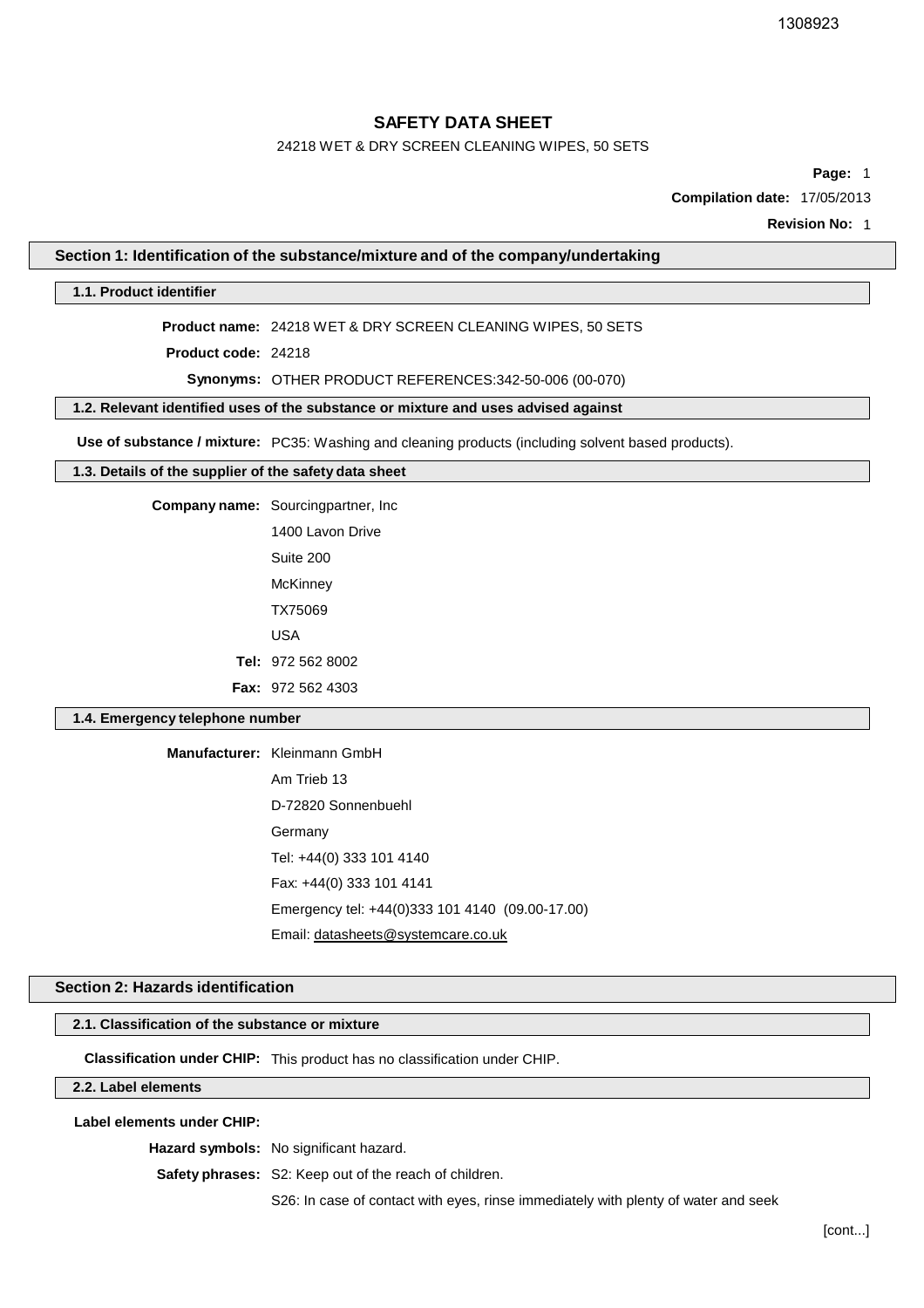1308923

# SAFETY DATA SHEET

24218 WET & DRY SCREEN CLEANING WIPES, 50 SETS

**Page:** 1

**Compilation date:** 17/05/2013

**Revision No:** 1

## Section 1: Identification of the substance/mixture and of the company/undertaking

### 1.1. Product identifier

**Product name:** 24218 WET & DRY SCREEN CLEANING WIPES, 50 SETS

**Product code:** 24218

**Synonyms:** OTHER PRODUCT REFERENCES:342-50-006 (00-070)

### 1.2. Relevant identified uses of the substance or mixture and uses advised against

**Use of substance / mixture:** PC35: Washing and cleaning products (including solvent based products).

### 1.3. Details of the supplier of the safety data sheet

**Company name:** Sourcingpartner, Inc
1400 Lavon Drive
Suite 200
McKinney
TX75069
USA

**Tel:** 972 562 8002

**Fax:** 972 562 4303

### 1.4. Emergency telephone number

**Manufacturer:** Kleinmann GmbH
Am Trieb 13
D-72820 Sonnenbuehl
Germany
Tel: +44(0) 333 101 4140
Fax: +44(0) 333 101 4141
Emergency tel: +44(0)333 101 4140 (09.00-17.00)
Email: datasheets@systemcare.co.uk

## Section 2: Hazards identification

### 2.1. Classification of the substance or mixture

**Classification under CHIP:** This product has no classification under CHIP.

### 2.2. Label elements

**Label elements under CHIP:**

**Hazard symbols:** No significant hazard.

**Safety phrases:** S2: Keep out of the reach of children.

S26: In case of contact with eyes, rinse immediately with plenty of water and seek

[cont...]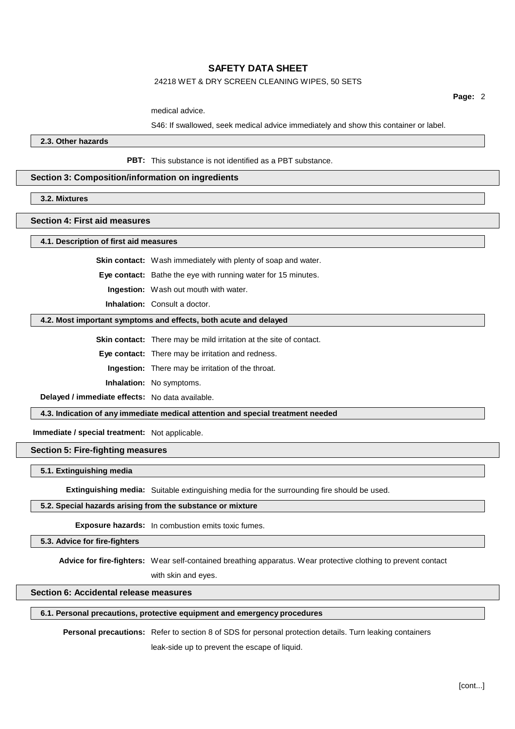medical advice.

S46: If swallowed, seek medical advice immediately and show this container or label.

### 2.3. Other hazards

**PBT:** This substance is not identified as a PBT substance.

## Section 3: Composition/information on ingredients

### 3.2. Mixtures

## Section 4: First aid measures

### 4.1. Description of first aid measures

**Skin contact:** Wash immediately with plenty of soap and water.

**Eye contact:** Bathe the eye with running water for 15 minutes.

**Ingestion:** Wash out mouth with water.

**Inhalation:** Consult a doctor.

### 4.2. Most important symptoms and effects, both acute and delayed

**Skin contact:** There may be mild irritation at the site of contact.

**Eye contact:** There may be irritation and redness.

**Ingestion:** There may be irritation of the throat.

**Inhalation:** No symptoms.

**Delayed / immediate effects:** No data available.

### 4.3. Indication of any immediate medical attention and special treatment needed

**Immediate / special treatment:** Not applicable.

## Section 5: Fire-fighting measures

### 5.1. Extinguishing media

**Extinguishing media:** Suitable extinguishing media for the surrounding fire should be used.

### 5.2. Special hazards arising from the substance or mixture

**Exposure hazards:** In combustion emits toxic fumes.

### 5.3. Advice for fire-fighters

**Advice for fire-fighters:** Wear self-contained breathing apparatus. Wear protective clothing to prevent contact with skin and eyes.

## Section 6: Accidental release measures

### 6.1. Personal precautions, protective equipment and emergency procedures

**Personal precautions:** Refer to section 8 of SDS for personal protection details. Turn leaking containers leak-side up to prevent the escape of liquid.

[cont...]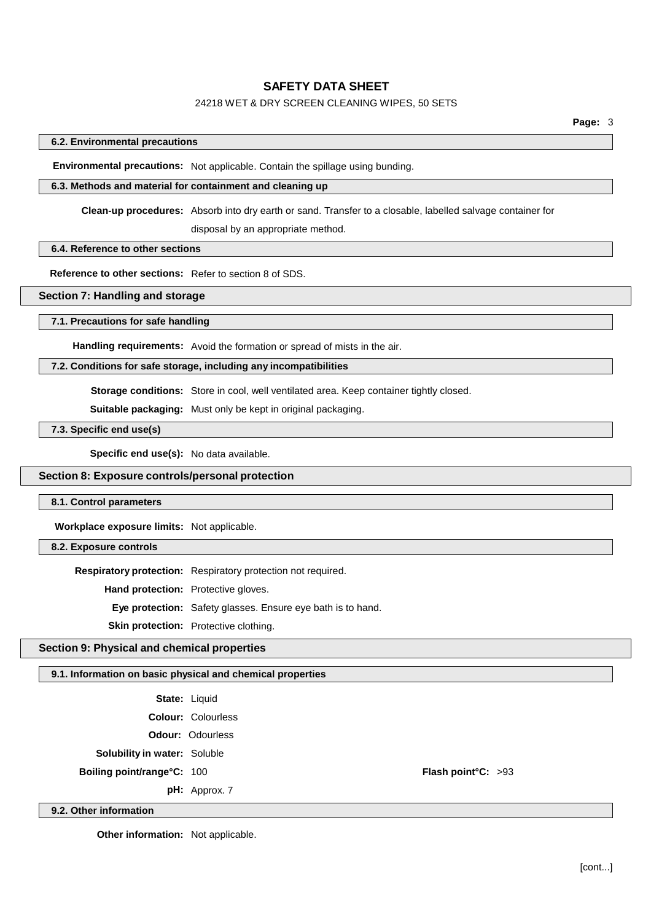### 6.2. Environmental precautions

**Environmental precautions:** Not applicable. Contain the spillage using bunding.

### 6.3. Methods and material for containment and cleaning up

**Clean-up procedures:** Absorb into dry earth or sand. Transfer to a closable, labelled salvage container for disposal by an appropriate method.

### 6.4. Reference to other sections

**Reference to other sections:** Refer to section 8 of SDS.

## Section 7: Handling and storage

### 7.1. Precautions for safe handling

**Handling requirements:** Avoid the formation or spread of mists in the air.

### 7.2. Conditions for safe storage, including any incompatibilities

**Storage conditions:** Store in cool, well ventilated area. Keep container tightly closed.

**Suitable packaging:** Must only be kept in original packaging.

### 7.3. Specific end use(s)

**Specific end use(s):** No data available.

## Section 8: Exposure controls/personal protection

### 8.1. Control parameters

**Workplace exposure limits:** Not applicable.

### 8.2. Exposure controls

**Respiratory protection:** Respiratory protection not required.

**Hand protection:** Protective gloves.

**Eye protection:** Safety glasses. Ensure eye bath is to hand.

**Skin protection:** Protective clothing.

## Section 9: Physical and chemical properties

### 9.1. Information on basic physical and chemical properties

**State:** Liquid

**Colour:** Colourless

**Odour:** Odourless

**Solubility in water:** Soluble

**Boiling point/range°C:** 100

**Flash point°C:** >93

**pH:** Approx. 7

### 9.2. Other information

**Other information:** Not applicable.

[cont...]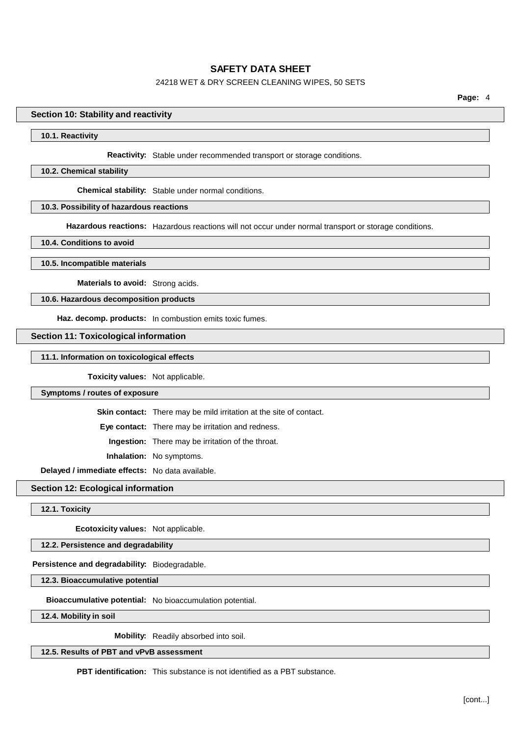## Section 10: Stability and reactivity

### 10.1. Reactivity

**Reactivity:** Stable under recommended transport or storage conditions.

### 10.2. Chemical stability

**Chemical stability:** Stable under normal conditions.

### 10.3. Possibility of hazardous reactions

**Hazardous reactions:** Hazardous reactions will not occur under normal transport or storage conditions.

### 10.4. Conditions to avoid

### 10.5. Incompatible materials

**Materials to avoid:** Strong acids.

### 10.6. Hazardous decomposition products

**Haz. decomp. products:** In combustion emits toxic fumes.

## Section 11: Toxicological information

### 11.1. Information on toxicological effects

**Toxicity values:** Not applicable.

### Symptoms / routes of exposure

**Skin contact:** There may be mild irritation at the site of contact.

**Eye contact:** There may be irritation and redness.

**Ingestion:** There may be irritation of the throat.

**Inhalation:** No symptoms.

**Delayed / immediate effects:** No data available.

## Section 12: Ecological information

### 12.1. Toxicity

**Ecotoxicity values:** Not applicable.

### 12.2. Persistence and degradability

**Persistence and degradability:** Biodegradable.

### 12.3. Bioaccumulative potential

**Bioaccumulative potential:** No bioaccumulation potential.

### 12.4. Mobility in soil

**Mobility:** Readily absorbed into soil.

### 12.5. Results of PBT and vPvB assessment

**PBT identification:** This substance is not identified as a PBT substance.

[cont...]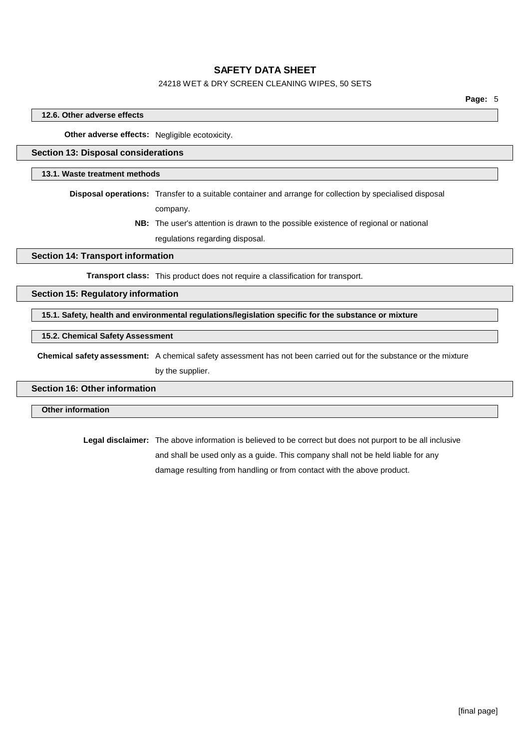### 12.6. Other adverse effects

**Other adverse effects:** Negligible ecotoxicity.

## Section 13: Disposal considerations

### 13.1. Waste treatment methods

**Disposal operations:** Transfer to a suitable container and arrange for collection by specialised disposal company.

**NB:** The user's attention is drawn to the possible existence of regional or national regulations regarding disposal.

## Section 14: Transport information

**Transport class:** This product does not require a classification for transport.

## Section 15: Regulatory information

### 15.1. Safety, health and environmental regulations/legislation specific for the substance or mixture

### 15.2. Chemical Safety Assessment

**Chemical safety assessment:** A chemical safety assessment has not been carried out for the substance or the mixture by the supplier.

## Section 16: Other information

### Other information

**Legal disclaimer:** The above information is believed to be correct but does not purport to be all inclusive and shall be used only as a guide. This company shall not be held liable for any damage resulting from handling or from contact with the above product.

[final page]